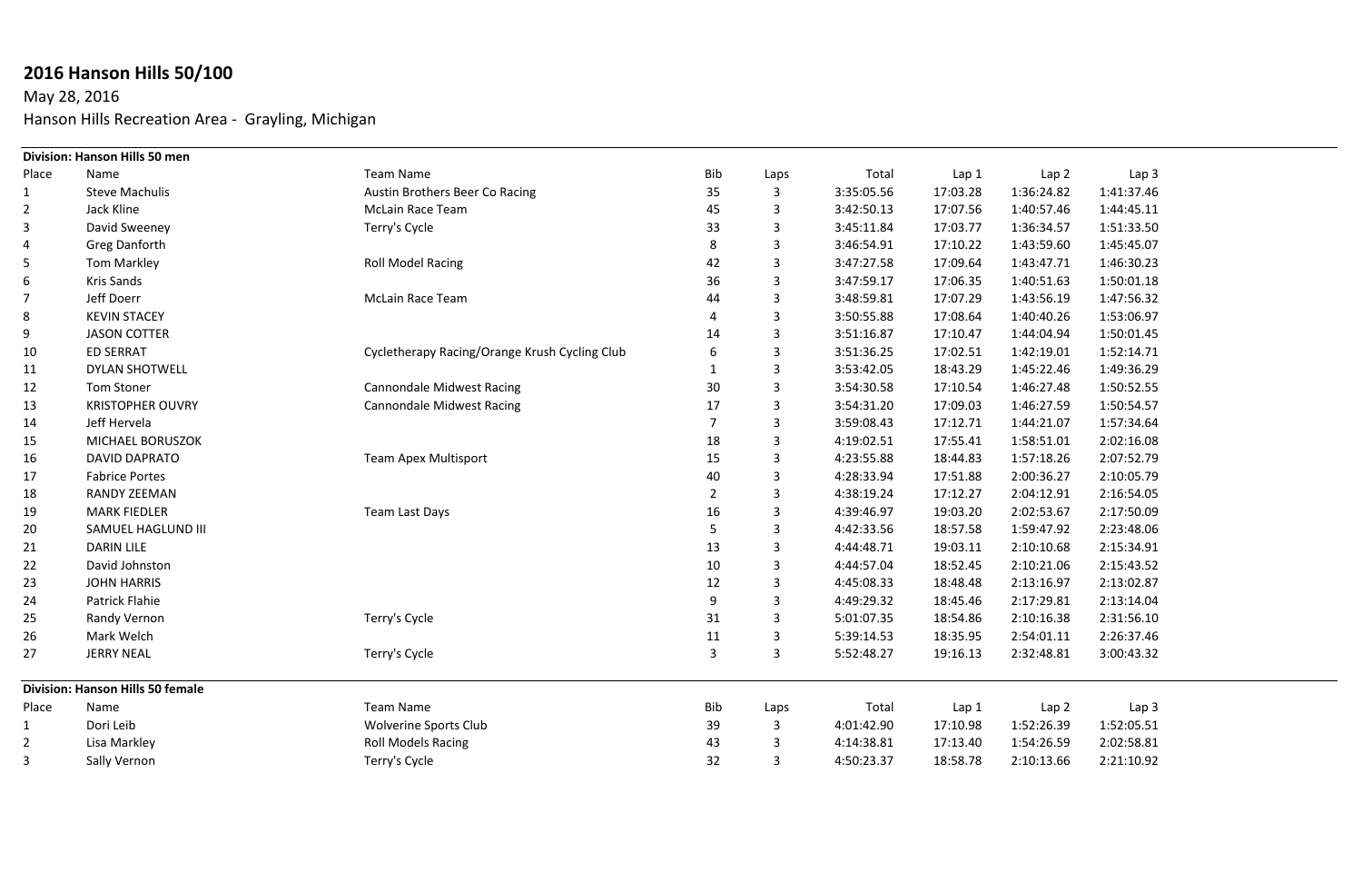# 2016 Hanson Hills 50/100

May 28, 2016

Hanson Hills Recreation Area - Grayling, Michigan

**Division: Hanson Hills 50 men**

| Place | Name | Team Name | Bib | Laps | Total | Lap 1 | Lap 2 | Lap 3 |
|---|---|---|---|---|---|---|---|---|
| 1 | Steve Machulis | Austin Brothers Beer Co Racing | 35 | 3 | 3:35:05.56 | 17:03.28 | 1:36:24.82 | 1:41:37.46 |
| 2 | Jack Kline | McLain Race Team | 45 | 3 | 3:42:50.13 | 17:07.56 | 1:40:57.46 | 1:44:45.11 |
| 3 | David Sweeney | Terry's Cycle | 33 | 3 | 3:45:11.84 | 17:03.77 | 1:36:34.57 | 1:51:33.50 |
| 4 | Greg Danforth | | 8 | 3 | 3:46:54.91 | 17:10.22 | 1:43:59.60 | 1:45:45.07 |
| 5 | Tom Markley | Roll Model Racing | 42 | 3 | 3:47:27.58 | 17:09.64 | 1:43:47.71 | 1:46:30.23 |
| 6 | Kris Sands | | 36 | 3 | 3:47:59.17 | 17:06.35 | 1:40:51.63 | 1:50:01.18 |
| 7 | Jeff Doerr | McLain Race Team | 44 | 3 | 3:48:59.81 | 17:07.29 | 1:43:56.19 | 1:47:56.32 |
| 8 | KEVIN STACEY | | 4 | 3 | 3:50:55.88 | 17:08.64 | 1:40:40.26 | 1:53:06.97 |
| 9 | JASON COTTER | | 14 | 3 | 3:51:16.87 | 17:10.47 | 1:44:04.94 | 1:50:01.45 |
| 10 | ED SERRAT | Cycletherapy Racing/Orange Krush Cycling Club | 6 | 3 | 3:51:36.25 | 17:02.51 | 1:42:19.01 | 1:52:14.71 |
| 11 | DYLAN SHOTWELL | | 1 | 3 | 3:53:42.05 | 18:43.29 | 1:45:22.46 | 1:49:36.29 |
| 12 | Tom Stoner | Cannondale Midwest Racing | 30 | 3 | 3:54:30.58 | 17:10.54 | 1:46:27.48 | 1:50:52.55 |
| 13 | KRISTOPHER OUVRY | Cannondale Midwest Racing | 17 | 3 | 3:54:31.20 | 17:09.03 | 1:46:27.59 | 1:50:54.57 |
| 14 | Jeff Hervela | | 7 | 3 | 3:59:08.43 | 17:12.71 | 1:44:21.07 | 1:57:34.64 |
| 15 | MICHAEL BORUSZOK | | 18 | 3 | 4:19:02.51 | 17:55.41 | 1:58:51.01 | 2:02:16.08 |
| 16 | DAVID DAPRATO | Team Apex Multisport | 15 | 3 | 4:23:55.88 | 18:44.83 | 1:57:18.26 | 2:07:52.79 |
| 17 | Fabrice Portes | | 40 | 3 | 4:28:33.94 | 17:51.88 | 2:00:36.27 | 2:10:05.79 |
| 18 | RANDY ZEEMAN | | 2 | 3 | 4:38:19.24 | 17:12.27 | 2:04:12.91 | 2:16:54.05 |
| 19 | MARK FIEDLER | Team Last Days | 16 | 3 | 4:39:46.97 | 19:03.20 | 2:02:53.67 | 2:17:50.09 |
| 20 | SAMUEL HAGLUND III | | 5 | 3 | 4:42:33.56 | 18:57.58 | 1:59:47.92 | 2:23:48.06 |
| 21 | DARIN LILE | | 13 | 3 | 4:44:48.71 | 19:03.11 | 2:10:10.68 | 2:15:34.91 |
| 22 | David Johnston | | 10 | 3 | 4:44:57.04 | 18:52.45 | 2:10:21.06 | 2:15:43.52 |
| 23 | JOHN HARRIS | | 12 | 3 | 4:45:08.33 | 18:48.48 | 2:13:16.97 | 2:13:02.87 |
| 24 | Patrick Flahie | | 9 | 3 | 4:49:29.32 | 18:45.46 | 2:17:29.81 | 2:13:14.04 |
| 25 | Randy Vernon | Terry's Cycle | 31 | 3 | 5:01:07.35 | 18:54.86 | 2:10:16.38 | 2:31:56.10 |
| 26 | Mark Welch | | 11 | 3 | 5:39:14.53 | 18:35.95 | 2:54:01.11 | 2:26:37.46 |
| 27 | JERRY NEAL | Terry's Cycle | 3 | 3 | 5:52:48.27 | 19:16.13 | 2:32:48.81 | 3:00:43.32 |

**Division: Hanson Hills 50 female**

| Place | Name | Team Name | Bib | Laps | Total | Lap 1 | Lap 2 | Lap 3 |
|---|---|---|---|---|---|---|---|---|
| 1 | Dori Leib | Wolverine Sports Club | 39 | 3 | 4:01:42.90 | 17:10.98 | 1:52:26.39 | 1:52:05.51 |
| 2 | Lisa Markley | Roll Models Racing | 43 | 3 | 4:14:38.81 | 17:13.40 | 1:54:26.59 | 2:02:58.81 |
| 3 | Sally Vernon | Terry's Cycle | 32 | 3 | 4:50:23.37 | 18:58.78 | 2:10:13.66 | 2:21:10.92 |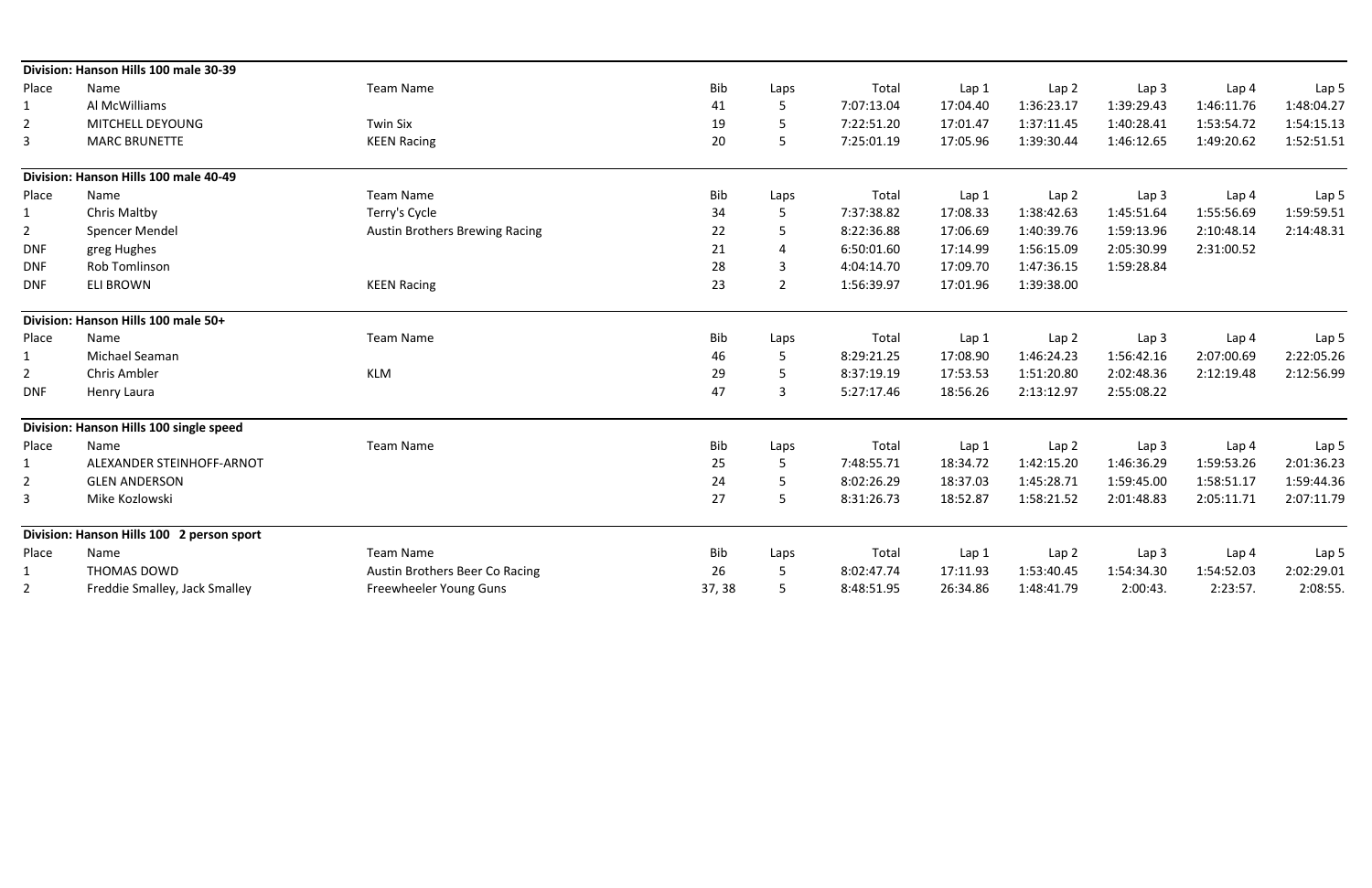**Division: Hanson Hills 100 male 30-39**

| Place | Name | Team Name | Bib | Laps | Total | Lap 1 | Lap 2 | Lap 3 | Lap 4 | Lap 5 |
|---|---|---|---|---|---|---|---|---|---|---|
| 1 | Al McWilliams | | 41 | 5 | 7:07:13.04 | 17:04.40 | 1:36:23.17 | 1:39:29.43 | 1:46:11.76 | 1:48:04.27 |
| 2 | MITCHELL DEYOUNG | Twin Six | 19 | 5 | 7:22:51.20 | 17:01.47 | 1:37:11.45 | 1:40:28.41 | 1:53:54.72 | 1:54:15.13 |
| 3 | MARC BRUNETTE | KEEN Racing | 20 | 5 | 7:25:01.19 | 17:05.96 | 1:39:30.44 | 1:46:12.65 | 1:49:20.62 | 1:52:51.51 |

**Division: Hanson Hills 100 male 40-49**

| Place | Name | Team Name | Bib | Laps | Total | Lap 1 | Lap 2 | Lap 3 | Lap 4 | Lap 5 |
|---|---|---|---|---|---|---|---|---|---|---|
| 1 | Chris Maltby | Terry's Cycle | 34 | 5 | 7:37:38.82 | 17:08.33 | 1:38:42.63 | 1:45:51.64 | 1:55:56.69 | 1:59:59.51 |
| 2 | Spencer Mendel | Austin Brothers Brewing Racing | 22 | 5 | 8:22:36.88 | 17:06.69 | 1:40:39.76 | 1:59:13.96 | 2:10:48.14 | 2:14:48.31 |
| DNF | greg Hughes | | 21 | 4 | 6:50:01.60 | 17:14.99 | 1:56:15.09 | 2:05:30.99 | 2:31:00.52 | |
| DNF | Rob Tomlinson | | 28 | 3 | 4:04:14.70 | 17:09.70 | 1:47:36.15 | 1:59:28.84 | | |
| DNF | ELI BROWN | KEEN Racing | 23 | 2 | 1:56:39.97 | 17:01.96 | 1:39:38.00 | | | |

**Division: Hanson Hills 100 male 50+**

| Place | Name | Team Name | Bib | Laps | Total | Lap 1 | Lap 2 | Lap 3 | Lap 4 | Lap 5 |
|---|---|---|---|---|---|---|---|---|---|---|
| 1 | Michael Seaman | | 46 | 5 | 8:29:21.25 | 17:08.90 | 1:46:24.23 | 1:56:42.16 | 2:07:00.69 | 2:22:05.26 |
| 2 | Chris Ambler | KLM | 29 | 5 | 8:37:19.19 | 17:53.53 | 1:51:20.80 | 2:02:48.36 | 2:12:19.48 | 2:12:56.99 |
| DNF | Henry Laura | | 47 | 3 | 5:27:17.46 | 18:56.26 | 2:13:12.97 | 2:55:08.22 | | |

**Division: Hanson Hills 100 single speed**

| Place | Name | Team Name | Bib | Laps | Total | Lap 1 | Lap 2 | Lap 3 | Lap 4 | Lap 5 |
|---|---|---|---|---|---|---|---|---|---|---|
| 1 | ALEXANDER STEINHOFF-ARNOT | | 25 | 5 | 7:48:55.71 | 18:34.72 | 1:42:15.20 | 1:46:36.29 | 1:59:53.26 | 2:01:36.23 |
| 2 | GLEN ANDERSON | | 24 | 5 | 8:02:26.29 | 18:37.03 | 1:45:28.71 | 1:59:45.00 | 1:58:51.17 | 1:59:44.36 |
| 3 | Mike Kozlowski | | 27 | 5 | 8:31:26.73 | 18:52.87 | 1:58:21.52 | 2:01:48.83 | 2:05:11.71 | 2:07:11.79 |

**Division: Hanson Hills 100 2 person sport**

| Place | Name | Team Name | Bib | Laps | Total | Lap 1 | Lap 2 | Lap 3 | Lap 4 | Lap 5 |
|---|---|---|---|---|---|---|---|---|---|---|
| 1 | THOMAS DOWD | Austin Brothers Beer Co Racing | 26 | 5 | 8:02:47.74 | 17:11.93 | 1:53:40.45 | 1:54:34.30 | 1:54:52.03 | 2:02:29.01 |
| 2 | Freddie Smalley, Jack Smalley | Freewheeler Young Guns | 37, 38 | 5 | 8:48:51.95 | 26:34.86 | 1:48:41.79 | 2:00:43. | 2:23:57. | 2:08:55. |